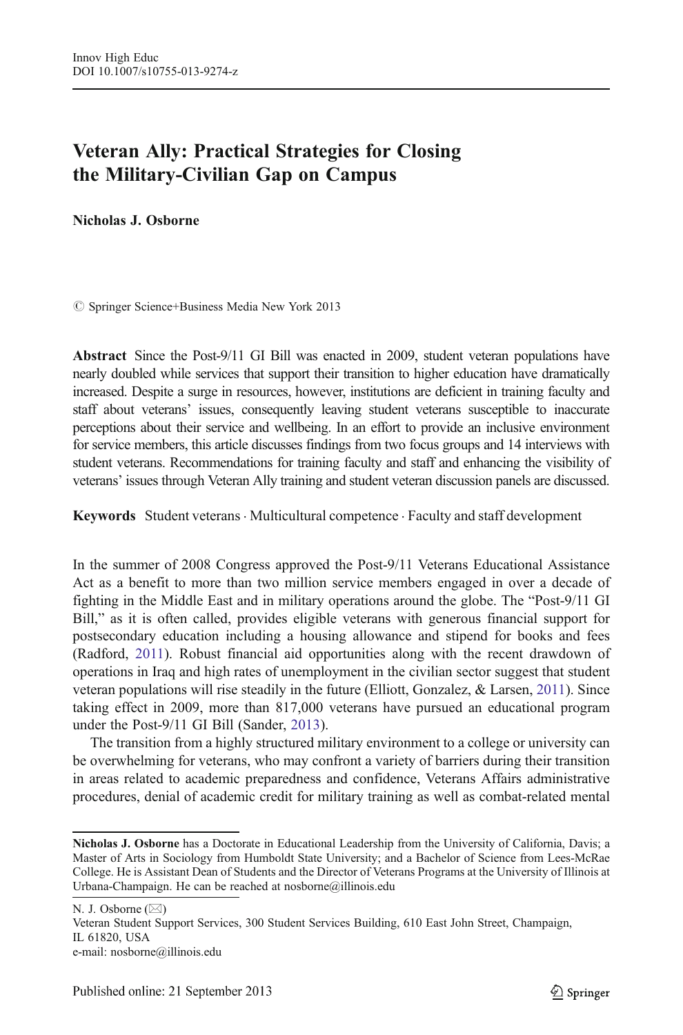# Veteran Ally: Practical Strategies for Closing the Military-Civilian Gap on Campus

**Nicholas J. Osborne**

© Springer Science+Business Media New York 2013

**Abstract** Since the Post-9/11 GI Bill was enacted in 2009, student veteran populations have nearly doubled while services that support their transition to higher education have dramatically increased. Despite a surge in resources, however, institutions are deficient in training faculty and staff about veterans' issues, consequently leaving student veterans susceptible to inaccurate perceptions about their service and wellbeing. In an effort to provide an inclusive environment for service members, this article discusses findings from two focus groups and 14 interviews with student veterans. Recommendations for training faculty and staff and enhancing the visibility of veterans' issues through Veteran Ally training and student veteran discussion panels are discussed.

**Keywords** Student veterans · Multicultural competence · Faculty and staff development

In the summer of 2008 Congress approved the Post-9/11 Veterans Educational Assistance Act as a benefit to more than two million service members engaged in over a decade of fighting in the Middle East and in military operations around the globe. The "Post-9/11 GI Bill," as it is often called, provides eligible veterans with generous financial support for postsecondary education including a housing allowance and stipend for books and fees (Radford, 2011). Robust financial aid opportunities along with the recent drawdown of operations in Iraq and high rates of unemployment in the civilian sector suggest that student veteran populations will rise steadily in the future (Elliott, Gonzalez, & Larsen, 2011). Since taking effect in 2009, more than 817,000 veterans have pursued an educational program under the Post-9/11 GI Bill (Sander, 2013).

The transition from a highly structured military environment to a college or university can be overwhelming for veterans, who may confront a variety of barriers during their transition in areas related to academic preparedness and confidence, Veterans Affairs administrative procedures, denial of academic credit for military training as well as combat-related mental

---

**Nicholas J. Osborne** has a Doctorate in Educational Leadership from the University of California, Davis; a Master of Arts in Sociology from Humboldt State University; and a Bachelor of Science from Lees-McRae College. He is Assistant Dean of Students and the Director of Veterans Programs at the University of Illinois at Urbana-Champaign. He can be reached at nosborne@illinois.edu

N. J. Osborne (✉)
Veteran Student Support Services, 300 Student Services Building, 610 East John Street, Champaign, IL 61820, USA
e-mail: nosborne@illinois.edu

Published online: 21 September 2013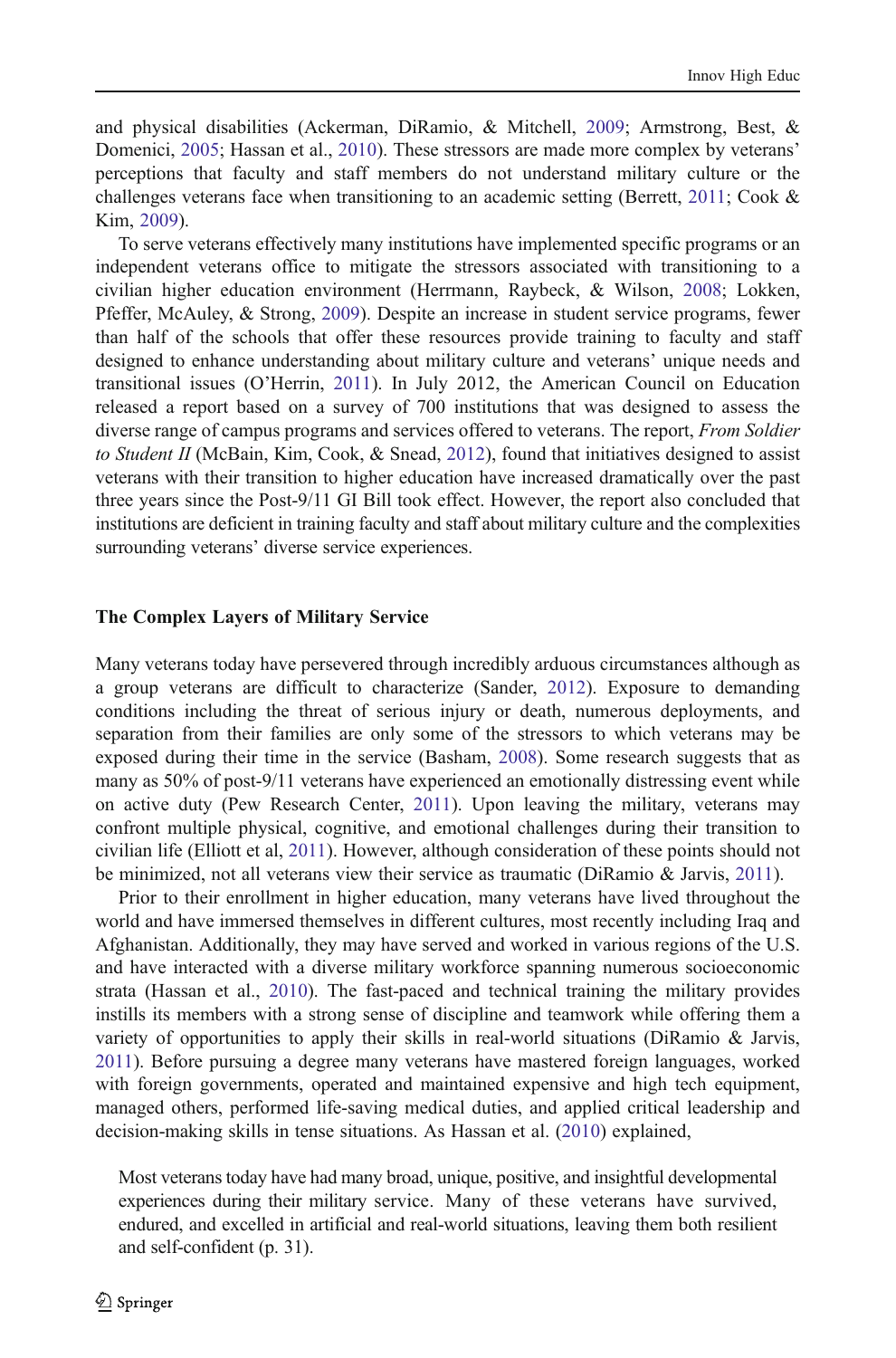and physical disabilities (Ackerman, DiRamio, & Mitchell, 2009; Armstrong, Best, & Domenici, 2005; Hassan et al., 2010). These stressors are made more complex by veterans' perceptions that faculty and staff members do not understand military culture or the challenges veterans face when transitioning to an academic setting (Berrett, 2011; Cook & Kim, 2009).

To serve veterans effectively many institutions have implemented specific programs or an independent veterans office to mitigate the stressors associated with transitioning to a civilian higher education environment (Herrmann, Raybeck, & Wilson, 2008; Lokken, Pfeffer, McAuley, & Strong, 2009). Despite an increase in student service programs, fewer than half of the schools that offer these resources provide training to faculty and staff designed to enhance understanding about military culture and veterans' unique needs and transitional issues (O'Herrin, 2011). In July 2012, the American Council on Education released a report based on a survey of 700 institutions that was designed to assess the diverse range of campus programs and services offered to veterans. The report, *From Soldier to Student II* (McBain, Kim, Cook, & Snead, 2012), found that initiatives designed to assist veterans with their transition to higher education have increased dramatically over the past three years since the Post-9/11 GI Bill took effect. However, the report also concluded that institutions are deficient in training faculty and staff about military culture and the complexities surrounding veterans' diverse service experiences.

## The Complex Layers of Military Service

Many veterans today have persevered through incredibly arduous circumstances although as a group veterans are difficult to characterize (Sander, 2012). Exposure to demanding conditions including the threat of serious injury or death, numerous deployments, and separation from their families are only some of the stressors to which veterans may be exposed during their time in the service (Basham, 2008). Some research suggests that as many as 50% of post-9/11 veterans have experienced an emotionally distressing event while on active duty (Pew Research Center, 2011). Upon leaving the military, veterans may confront multiple physical, cognitive, and emotional challenges during their transition to civilian life (Elliott et al, 2011). However, although consideration of these points should not be minimized, not all veterans view their service as traumatic (DiRamio & Jarvis, 2011).

Prior to their enrollment in higher education, many veterans have lived throughout the world and have immersed themselves in different cultures, most recently including Iraq and Afghanistan. Additionally, they may have served and worked in various regions of the U.S. and have interacted with a diverse military workforce spanning numerous socioeconomic strata (Hassan et al., 2010). The fast-paced and technical training the military provides instills its members with a strong sense of discipline and teamwork while offering them a variety of opportunities to apply their skills in real-world situations (DiRamio & Jarvis, 2011). Before pursuing a degree many veterans have mastered foreign languages, worked with foreign governments, operated and maintained expensive and high tech equipment, managed others, performed life-saving medical duties, and applied critical leadership and decision-making skills in tense situations. As Hassan et al. (2010) explained,

> Most veterans today have had many broad, unique, positive, and insightful developmental experiences during their military service. Many of these veterans have survived, endured, and excelled in artificial and real-world situations, leaving them both resilient and self-confident (p. 31).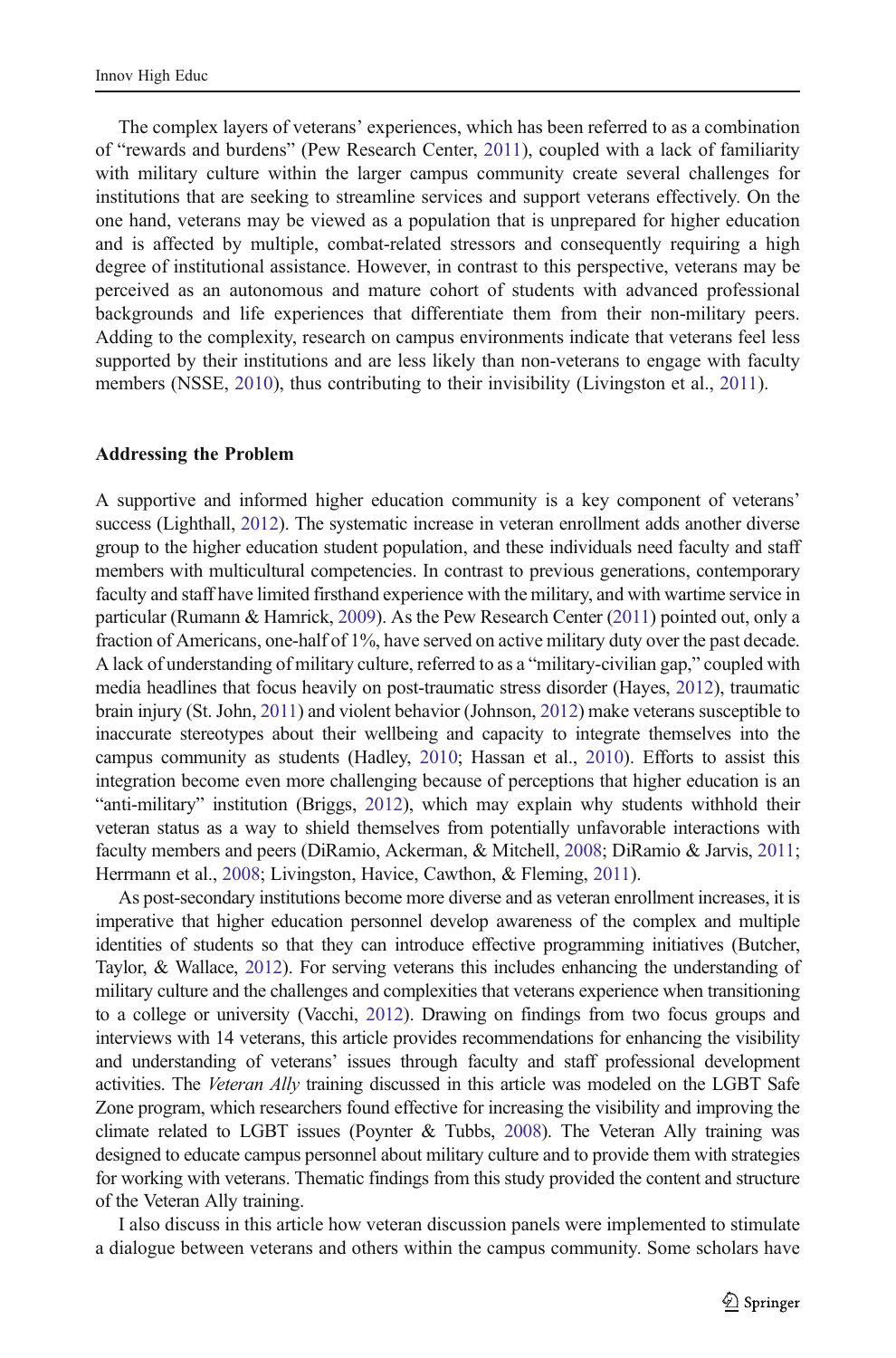The complex layers of veterans' experiences, which has been referred to as a combination of "rewards and burdens" (Pew Research Center, 2011), coupled with a lack of familiarity with military culture within the larger campus community create several challenges for institutions that are seeking to streamline services and support veterans effectively. On the one hand, veterans may be viewed as a population that is unprepared for higher education and is affected by multiple, combat-related stressors and consequently requiring a high degree of institutional assistance. However, in contrast to this perspective, veterans may be perceived as an autonomous and mature cohort of students with advanced professional backgrounds and life experiences that differentiate them from their non-military peers. Adding to the complexity, research on campus environments indicate that veterans feel less supported by their institutions and are less likely than non-veterans to engage with faculty members (NSSE, 2010), thus contributing to their invisibility (Livingston et al., 2011).

### Addressing the Problem

A supportive and informed higher education community is a key component of veterans' success (Lighthall, 2012). The systematic increase in veteran enrollment adds another diverse group to the higher education student population, and these individuals need faculty and staff members with multicultural competencies. In contrast to previous generations, contemporary faculty and staff have limited firsthand experience with the military, and with wartime service in particular (Rumann & Hamrick, 2009). As the Pew Research Center (2011) pointed out, only a fraction of Americans, one-half of 1%, have served on active military duty over the past decade. A lack of understanding of military culture, referred to as a "military-civilian gap," coupled with media headlines that focus heavily on post-traumatic stress disorder (Hayes, 2012), traumatic brain injury (St. John, 2011) and violent behavior (Johnson, 2012) make veterans susceptible to inaccurate stereotypes about their wellbeing and capacity to integrate themselves into the campus community as students (Hadley, 2010; Hassan et al., 2010). Efforts to assist this integration become even more challenging because of perceptions that higher education is an "anti-military" institution (Briggs, 2012), which may explain why students withhold their veteran status as a way to shield themselves from potentially unfavorable interactions with faculty members and peers (DiRamio, Ackerman, & Mitchell, 2008; DiRamio & Jarvis, 2011; Herrmann et al., 2008; Livingston, Havice, Cawthon, & Fleming, 2011).

As post-secondary institutions become more diverse and as veteran enrollment increases, it is imperative that higher education personnel develop awareness of the complex and multiple identities of students so that they can introduce effective programming initiatives (Butcher, Taylor, & Wallace, 2012). For serving veterans this includes enhancing the understanding of military culture and the challenges and complexities that veterans experience when transitioning to a college or university (Vacchi, 2012). Drawing on findings from two focus groups and interviews with 14 veterans, this article provides recommendations for enhancing the visibility and understanding of veterans' issues through faculty and staff professional development activities. The *Veteran Ally* training discussed in this article was modeled on the LGBT Safe Zone program, which researchers found effective for increasing the visibility and improving the climate related to LGBT issues (Poynter & Tubbs, 2008). The Veteran Ally training was designed to educate campus personnel about military culture and to provide them with strategies for working with veterans. Thematic findings from this study provided the content and structure of the Veteran Ally training.

I also discuss in this article how veteran discussion panels were implemented to stimulate a dialogue between veterans and others within the campus community. Some scholars have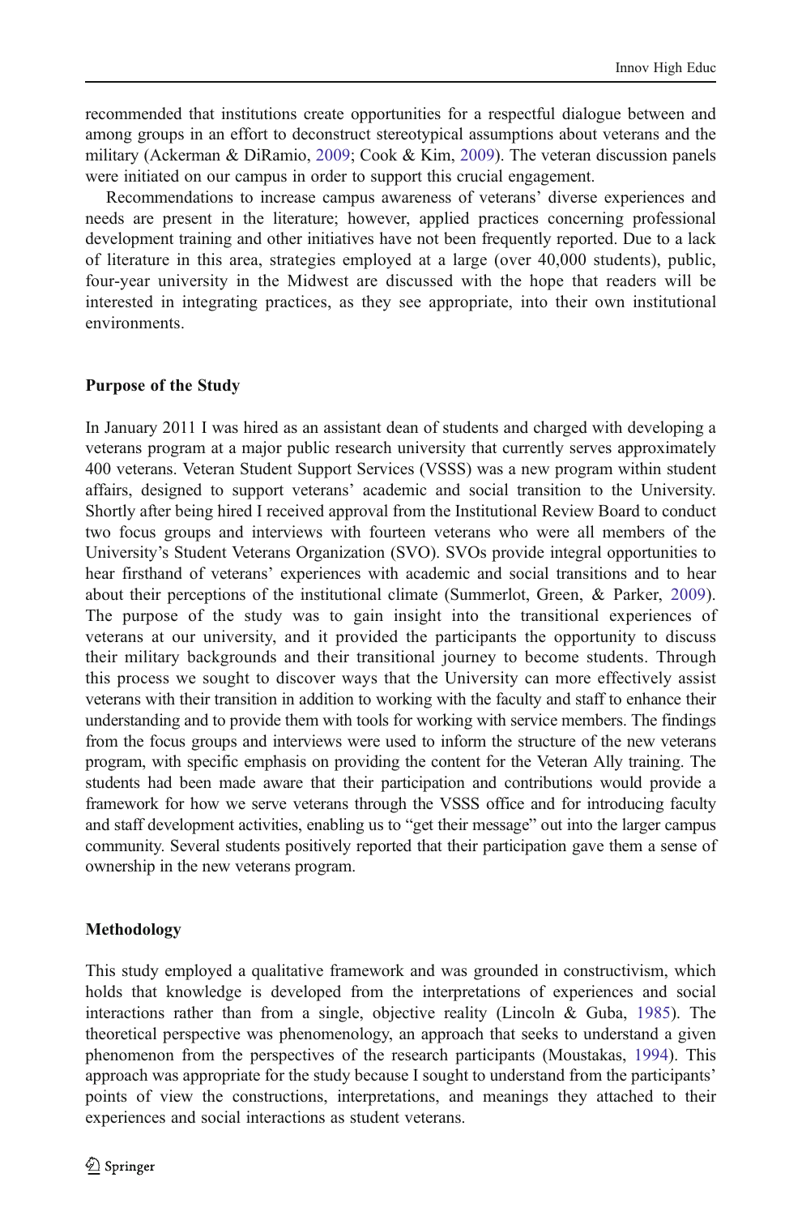recommended that institutions create opportunities for a respectful dialogue between and among groups in an effort to deconstruct stereotypical assumptions about veterans and the military (Ackerman & DiRamio, 2009; Cook & Kim, 2009). The veteran discussion panels were initiated on our campus in order to support this crucial engagement.

Recommendations to increase campus awareness of veterans' diverse experiences and needs are present in the literature; however, applied practices concerning professional development training and other initiatives have not been frequently reported. Due to a lack of literature in this area, strategies employed at a large (over 40,000 students), public, four-year university in the Midwest are discussed with the hope that readers will be interested in integrating practices, as they see appropriate, into their own institutional environments.

### Purpose of the Study

In January 2011 I was hired as an assistant dean of students and charged with developing a veterans program at a major public research university that currently serves approximately 400 veterans. Veteran Student Support Services (VSSS) was a new program within student affairs, designed to support veterans' academic and social transition to the University. Shortly after being hired I received approval from the Institutional Review Board to conduct two focus groups and interviews with fourteen veterans who were all members of the University's Student Veterans Organization (SVO). SVOs provide integral opportunities to hear firsthand of veterans' experiences with academic and social transitions and to hear about their perceptions of the institutional climate (Summerlot, Green, & Parker, 2009). The purpose of the study was to gain insight into the transitional experiences of veterans at our university, and it provided the participants the opportunity to discuss their military backgrounds and their transitional journey to become students. Through this process we sought to discover ways that the University can more effectively assist veterans with their transition in addition to working with the faculty and staff to enhance their understanding and to provide them with tools for working with service members. The findings from the focus groups and interviews were used to inform the structure of the new veterans program, with specific emphasis on providing the content for the Veteran Ally training. The students had been made aware that their participation and contributions would provide a framework for how we serve veterans through the VSSS office and for introducing faculty and staff development activities, enabling us to "get their message" out into the larger campus community. Several students positively reported that their participation gave them a sense of ownership in the new veterans program.

### Methodology

This study employed a qualitative framework and was grounded in constructivism, which holds that knowledge is developed from the interpretations of experiences and social interactions rather than from a single, objective reality (Lincoln & Guba, 1985). The theoretical perspective was phenomenology, an approach that seeks to understand a given phenomenon from the perspectives of the research participants (Moustakas, 1994). This approach was appropriate for the study because I sought to understand from the participants' points of view the constructions, interpretations, and meanings they attached to their experiences and social interactions as student veterans.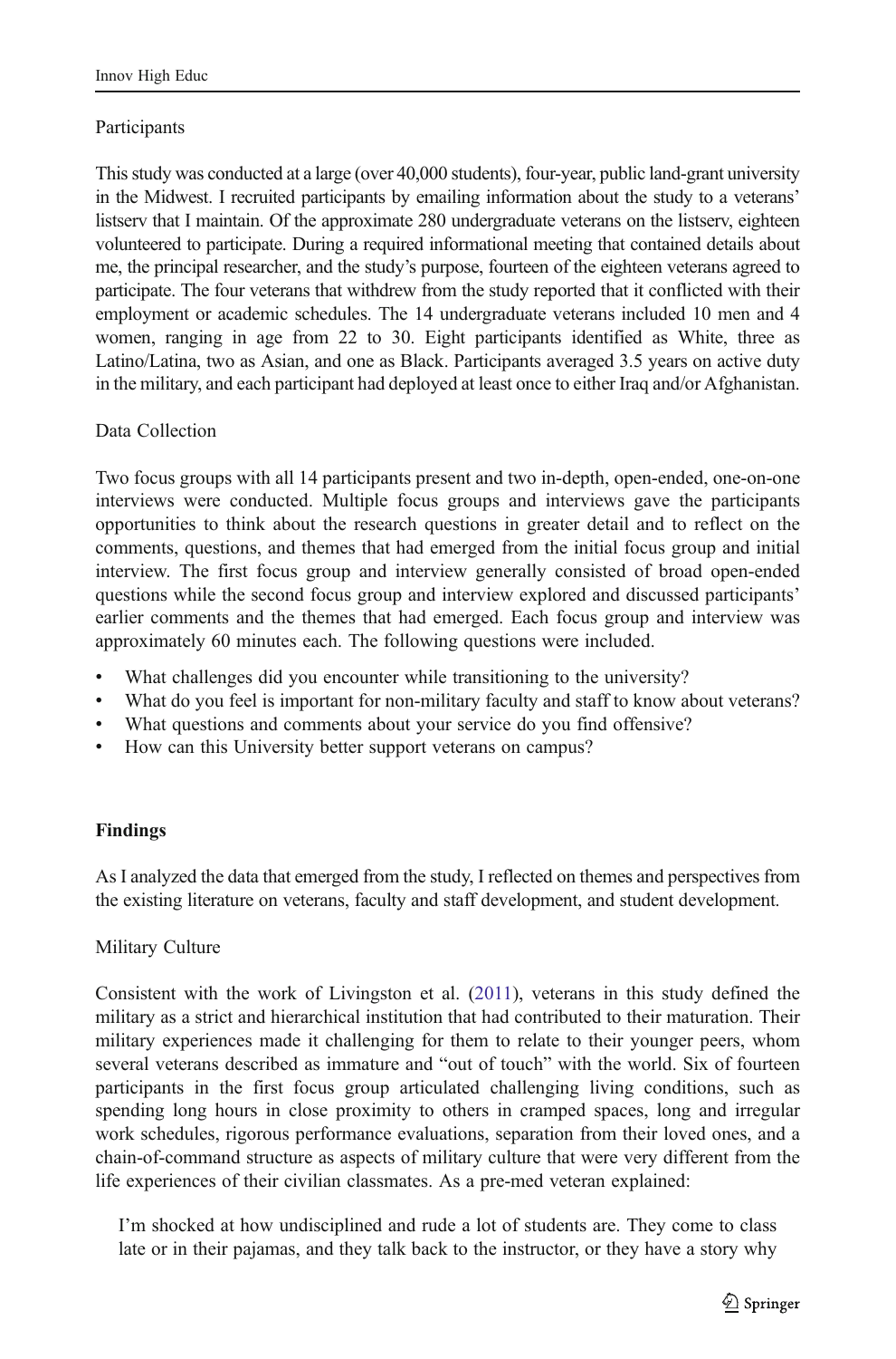### Participants

This study was conducted at a large (over 40,000 students), four-year, public land-grant university in the Midwest. I recruited participants by emailing information about the study to a veterans' listserv that I maintain. Of the approximate 280 undergraduate veterans on the listserv, eighteen volunteered to participate. During a required informational meeting that contained details about me, the principal researcher, and the study's purpose, fourteen of the eighteen veterans agreed to participate. The four veterans that withdrew from the study reported that it conflicted with their employment or academic schedules. The 14 undergraduate veterans included 10 men and 4 women, ranging in age from 22 to 30. Eight participants identified as White, three as Latino/Latina, two as Asian, and one as Black. Participants averaged 3.5 years on active duty in the military, and each participant had deployed at least once to either Iraq and/or Afghanistan.

### Data Collection

Two focus groups with all 14 participants present and two in-depth, open-ended, one-on-one interviews were conducted. Multiple focus groups and interviews gave the participants opportunities to think about the research questions in greater detail and to reflect on the comments, questions, and themes that had emerged from the initial focus group and initial interview. The first focus group and interview generally consisted of broad open-ended questions while the second focus group and interview explored and discussed participants' earlier comments and the themes that had emerged. Each focus group and interview was approximately 60 minutes each. The following questions were included.

- What challenges did you encounter while transitioning to the university?
- What do you feel is important for non-military faculty and staff to know about veterans?
- What questions and comments about your service do you find offensive?
- How can this University better support veterans on campus?

## Findings

As I analyzed the data that emerged from the study, I reflected on themes and perspectives from the existing literature on veterans, faculty and staff development, and student development.

### Military Culture

Consistent with the work of Livingston et al. (2011), veterans in this study defined the military as a strict and hierarchical institution that had contributed to their maturation. Their military experiences made it challenging for them to relate to their younger peers, whom several veterans described as immature and "out of touch" with the world. Six of fourteen participants in the first focus group articulated challenging living conditions, such as spending long hours in close proximity to others in cramped spaces, long and irregular work schedules, rigorous performance evaluations, separation from their loved ones, and a chain-of-command structure as aspects of military culture that were very different from the life experiences of their civilian classmates. As a pre-med veteran explained:

> I'm shocked at how undisciplined and rude a lot of students are. They come to class late or in their pajamas, and they talk back to the instructor, or they have a story why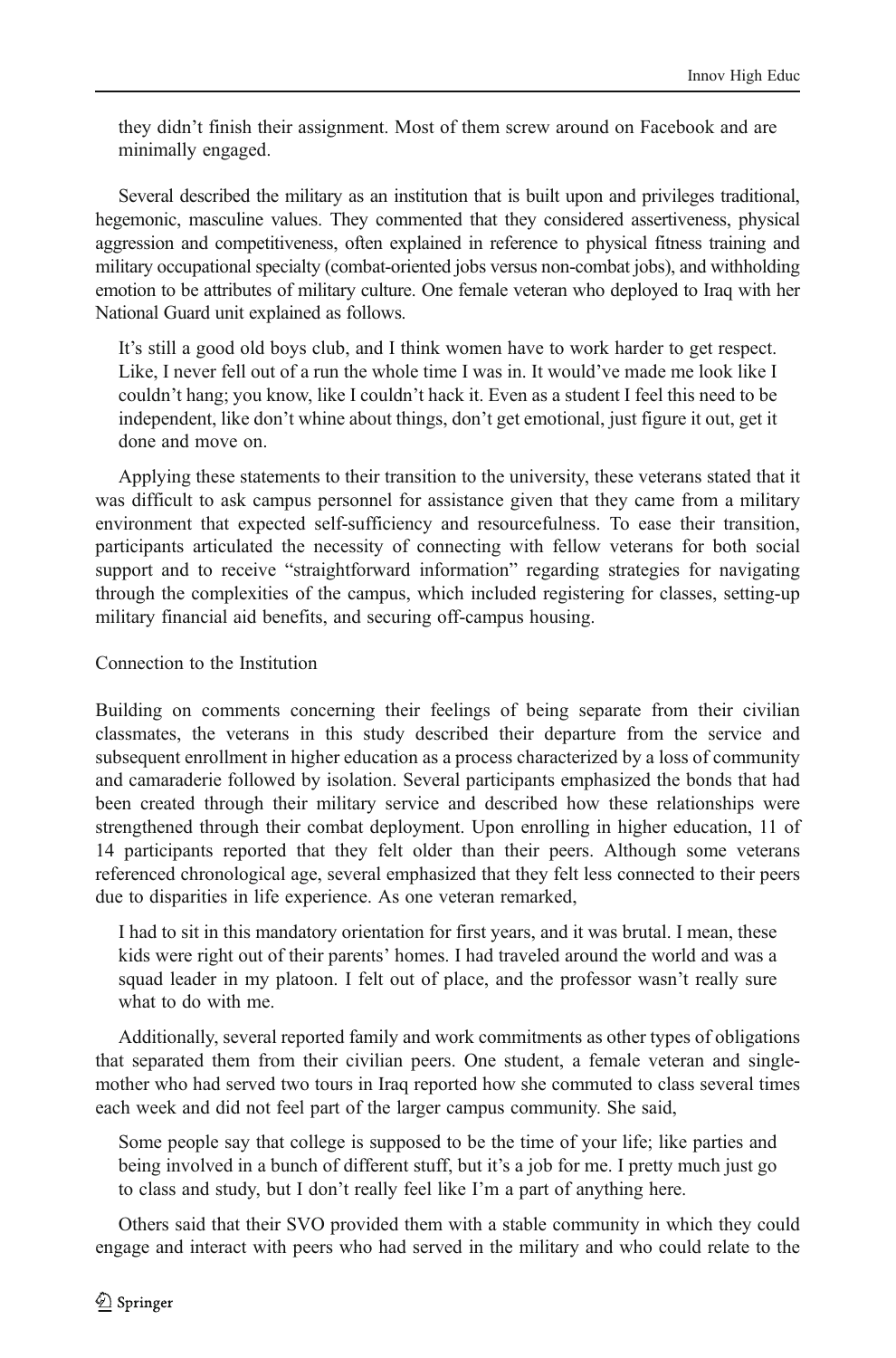> they didn't finish their assignment. Most of them screw around on Facebook and are minimally engaged.

Several described the military as an institution that is built upon and privileges traditional, hegemonic, masculine values. They commented that they considered assertiveness, physical aggression and competitiveness, often explained in reference to physical fitness training and military occupational specialty (combat-oriented jobs versus non-combat jobs), and withholding emotion to be attributes of military culture. One female veteran who deployed to Iraq with her National Guard unit explained as follows.

> It's still a good old boys club, and I think women have to work harder to get respect. Like, I never fell out of a run the whole time I was in. It would've made me look like I couldn't hang; you know, like I couldn't hack it. Even as a student I feel this need to be independent, like don't whine about things, don't get emotional, just figure it out, get it done and move on.

Applying these statements to their transition to the university, these veterans stated that it was difficult to ask campus personnel for assistance given that they came from a military environment that expected self-sufficiency and resourcefulness. To ease their transition, participants articulated the necessity of connecting with fellow veterans for both social support and to receive "straightforward information" regarding strategies for navigating through the complexities of the campus, which included registering for classes, setting-up military financial aid benefits, and securing off-campus housing.

### Connection to the Institution

Building on comments concerning their feelings of being separate from their civilian classmates, the veterans in this study described their departure from the service and subsequent enrollment in higher education as a process characterized by a loss of community and camaraderie followed by isolation. Several participants emphasized the bonds that had been created through their military service and described how these relationships were strengthened through their combat deployment. Upon enrolling in higher education, 11 of 14 participants reported that they felt older than their peers. Although some veterans referenced chronological age, several emphasized that they felt less connected to their peers due to disparities in life experience. As one veteran remarked,

> I had to sit in this mandatory orientation for first years, and it was brutal. I mean, these kids were right out of their parents' homes. I had traveled around the world and was a squad leader in my platoon. I felt out of place, and the professor wasn't really sure what to do with me.

Additionally, several reported family and work commitments as other types of obligations that separated them from their civilian peers. One student, a female veteran and single-mother who had served two tours in Iraq reported how she commuted to class several times each week and did not feel part of the larger campus community. She said,

> Some people say that college is supposed to be the time of your life; like parties and being involved in a bunch of different stuff, but it's a job for me. I pretty much just go to class and study, but I don't really feel like I'm a part of anything here.

Others said that their SVO provided them with a stable community in which they could engage and interact with peers who had served in the military and who could relate to the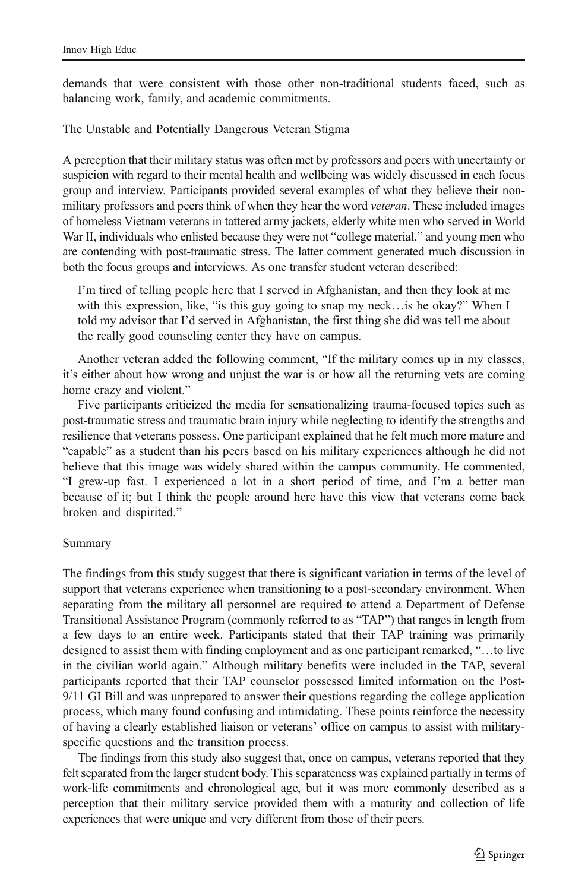demands that were consistent with those other non-traditional students faced, such as balancing work, family, and academic commitments.

### The Unstable and Potentially Dangerous Veteran Stigma

A perception that their military status was often met by professors and peers with uncertainty or suspicion with regard to their mental health and wellbeing was widely discussed in each focus group and interview. Participants provided several examples of what they believe their non-military professors and peers think of when they hear the word *veteran*. These included images of homeless Vietnam veterans in tattered army jackets, elderly white men who served in World War II, individuals who enlisted because they were not "college material," and young men who are contending with post-traumatic stress. The latter comment generated much discussion in both the focus groups and interviews. As one transfer student veteran described:

> I'm tired of telling people here that I served in Afghanistan, and then they look at me with this expression, like, "is this guy going to snap my neck…is he okay?" When I told my advisor that I'd served in Afghanistan, the first thing she did was tell me about the really good counseling center they have on campus.

Another veteran added the following comment, "If the military comes up in my classes, it's either about how wrong and unjust the war is or how all the returning vets are coming home crazy and violent."

Five participants criticized the media for sensationalizing trauma-focused topics such as post-traumatic stress and traumatic brain injury while neglecting to identify the strengths and resilience that veterans possess. One participant explained that he felt much more mature and "capable" as a student than his peers based on his military experiences although he did not believe that this image was widely shared within the campus community. He commented, "I grew-up fast. I experienced a lot in a short period of time, and I'm a better man because of it; but I think the people around here have this view that veterans come back broken and dispirited."

### Summary

The findings from this study suggest that there is significant variation in terms of the level of support that veterans experience when transitioning to a post-secondary environment. When separating from the military all personnel are required to attend a Department of Defense Transitional Assistance Program (commonly referred to as "TAP") that ranges in length from a few days to an entire week. Participants stated that their TAP training was primarily designed to assist them with finding employment and as one participant remarked, "…to live in the civilian world again." Although military benefits were included in the TAP, several participants reported that their TAP counselor possessed limited information on the Post-9/11 GI Bill and was unprepared to answer their questions regarding the college application process, which many found confusing and intimidating. These points reinforce the necessity of having a clearly established liaison or veterans' office on campus to assist with military-specific questions and the transition process.

The findings from this study also suggest that, once on campus, veterans reported that they felt separated from the larger student body. This separateness was explained partially in terms of work-life commitments and chronological age, but it was more commonly described as a perception that their military service provided them with a maturity and collection of life experiences that were unique and very different from those of their peers.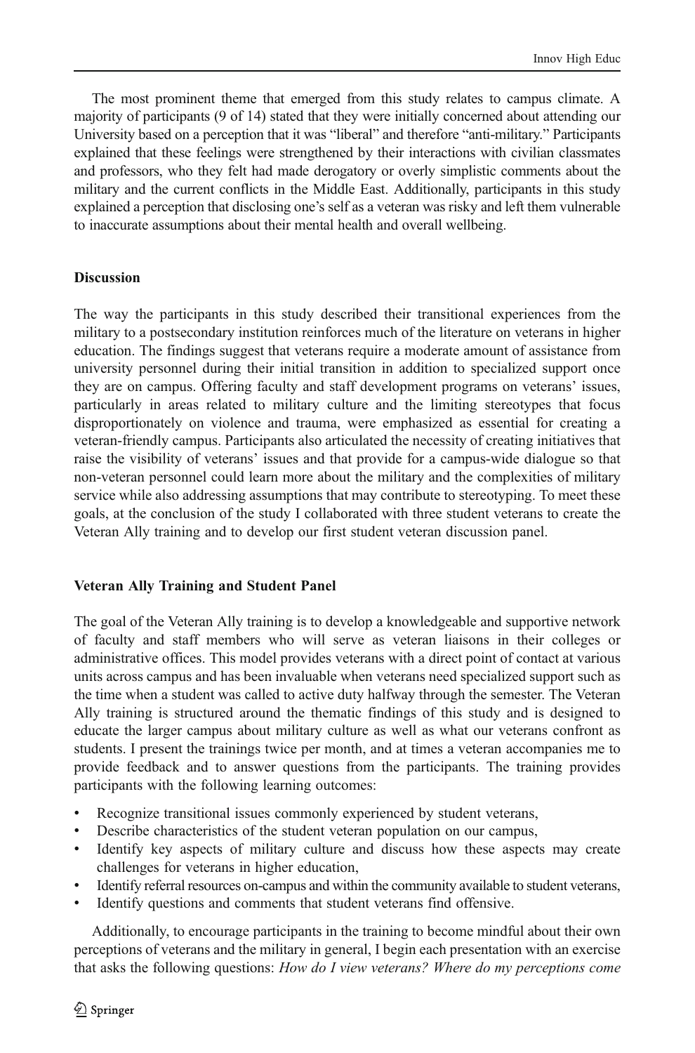The most prominent theme that emerged from this study relates to campus climate. A majority of participants (9 of 14) stated that they were initially concerned about attending our University based on a perception that it was "liberal" and therefore "anti-military." Participants explained that these feelings were strengthened by their interactions with civilian classmates and professors, who they felt had made derogatory or overly simplistic comments about the military and the current conflicts in the Middle East. Additionally, participants in this study explained a perception that disclosing one's self as a veteran was risky and left them vulnerable to inaccurate assumptions about their mental health and overall wellbeing.

## Discussion

The way the participants in this study described their transitional experiences from the military to a postsecondary institution reinforces much of the literature on veterans in higher education. The findings suggest that veterans require a moderate amount of assistance from university personnel during their initial transition in addition to specialized support once they are on campus. Offering faculty and staff development programs on veterans' issues, particularly in areas related to military culture and the limiting stereotypes that focus disproportionately on violence and trauma, were emphasized as essential for creating a veteran-friendly campus. Participants also articulated the necessity of creating initiatives that raise the visibility of veterans' issues and that provide for a campus-wide dialogue so that non-veteran personnel could learn more about the military and the complexities of military service while also addressing assumptions that may contribute to stereotyping. To meet these goals, at the conclusion of the study I collaborated with three student veterans to create the Veteran Ally training and to develop our first student veteran discussion panel.

## Veteran Ally Training and Student Panel

The goal of the Veteran Ally training is to develop a knowledgeable and supportive network of faculty and staff members who will serve as veteran liaisons in their colleges or administrative offices. This model provides veterans with a direct point of contact at various units across campus and has been invaluable when veterans need specialized support such as the time when a student was called to active duty halfway through the semester. The Veteran Ally training is structured around the thematic findings of this study and is designed to educate the larger campus about military culture as well as what our veterans confront as students. I present the trainings twice per month, and at times a veteran accompanies me to provide feedback and to answer questions from the participants. The training provides participants with the following learning outcomes:

- Recognize transitional issues commonly experienced by student veterans,
- Describe characteristics of the student veteran population on our campus,
- Identify key aspects of military culture and discuss how these aspects may create challenges for veterans in higher education,
- Identify referral resources on-campus and within the community available to student veterans,
- Identify questions and comments that student veterans find offensive.

Additionally, to encourage participants in the training to become mindful about their own perceptions of veterans and the military in general, I begin each presentation with an exercise that asks the following questions: *How do I view veterans? Where do my perceptions come*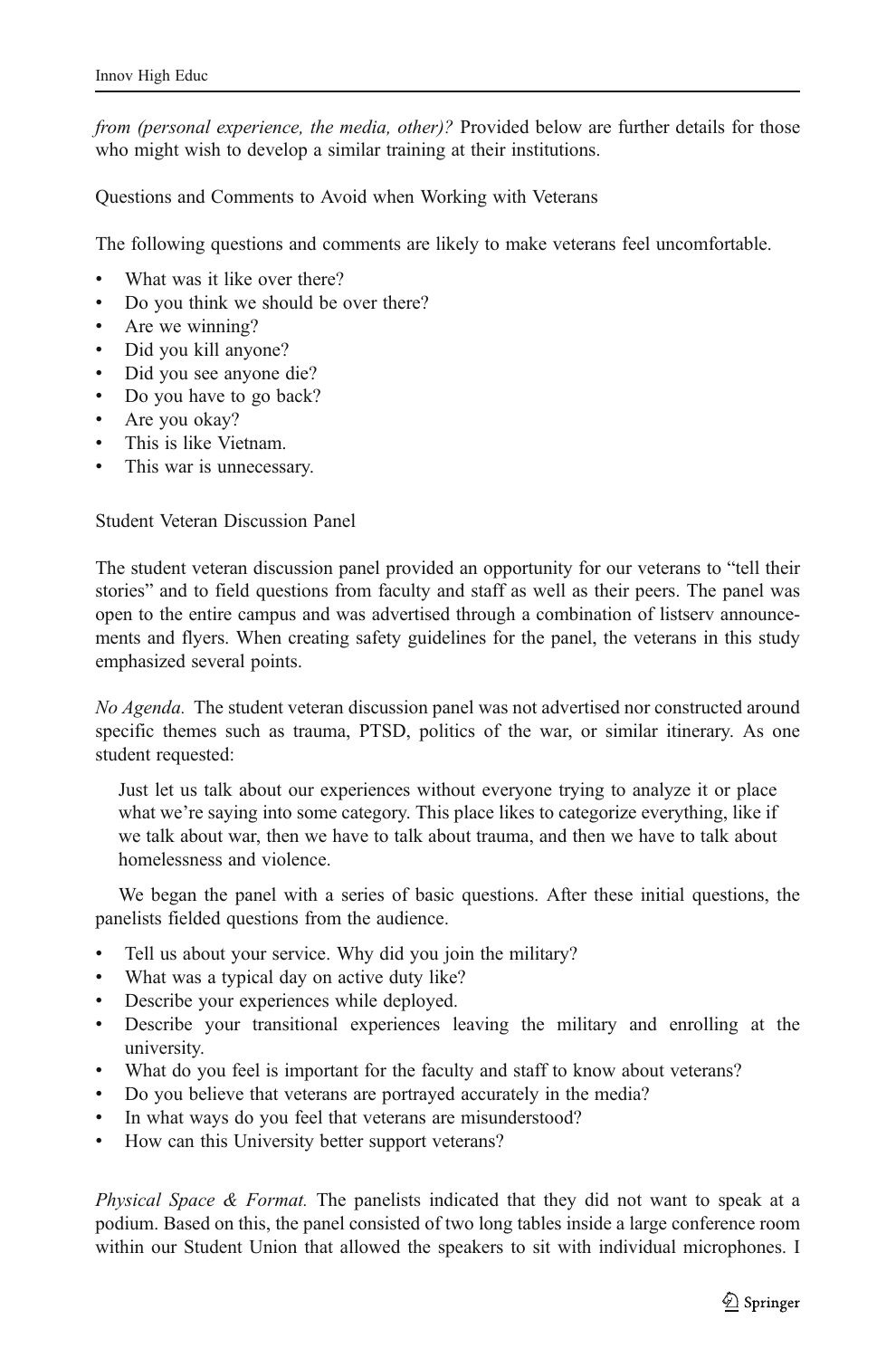*from (personal experience, the media, other)?* Provided below are further details for those who might wish to develop a similar training at their institutions.

Questions and Comments to Avoid when Working with Veterans

The following questions and comments are likely to make veterans feel uncomfortable.

- What was it like over there?
- Do you think we should be over there?
- Are we winning?
- Did you kill anyone?
- Did you see anyone die?
- Do you have to go back?
- Are you okay?
- This is like Vietnam.
- This war is unnecessary.

Student Veteran Discussion Panel

The student veteran discussion panel provided an opportunity for our veterans to "tell their stories" and to field questions from faculty and staff as well as their peers. The panel was open to the entire campus and was advertised through a combination of listserv announcements and flyers. When creating safety guidelines for the panel, the veterans in this study emphasized several points.

*No Agenda.* The student veteran discussion panel was not advertised nor constructed around specific themes such as trauma, PTSD, politics of the war, or similar itinerary. As one student requested:

> Just let us talk about our experiences without everyone trying to analyze it or place what we're saying into some category. This place likes to categorize everything, like if we talk about war, then we have to talk about trauma, and then we have to talk about homelessness and violence.

We began the panel with a series of basic questions. After these initial questions, the panelists fielded questions from the audience.

- Tell us about your service. Why did you join the military?
- What was a typical day on active duty like?
- Describe your experiences while deployed.
- Describe your transitional experiences leaving the military and enrolling at the university.
- What do you feel is important for the faculty and staff to know about veterans?
- Do you believe that veterans are portrayed accurately in the media?
- In what ways do you feel that veterans are misunderstood?
- How can this University better support veterans?

*Physical Space & Format.* The panelists indicated that they did not want to speak at a podium. Based on this, the panel consisted of two long tables inside a large conference room within our Student Union that allowed the speakers to sit with individual microphones. I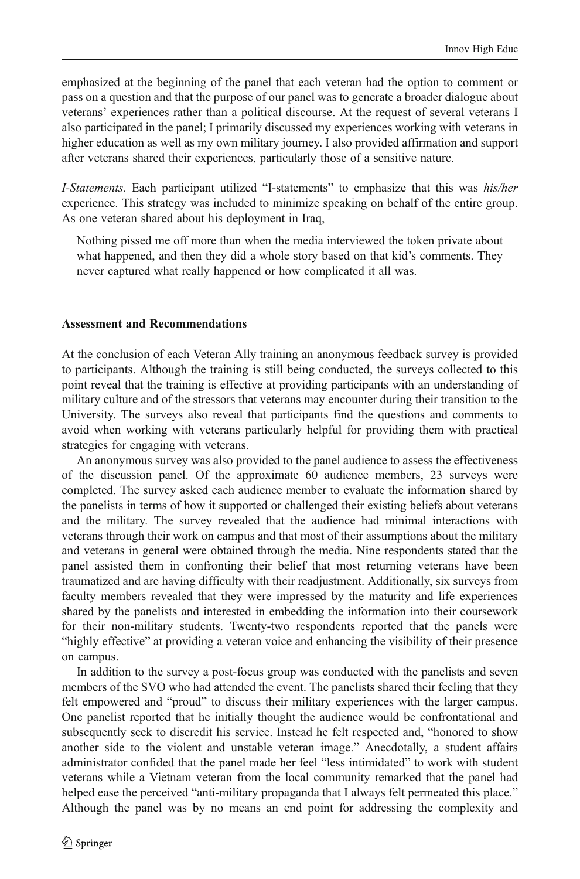emphasized at the beginning of the panel that each veteran had the option to comment or pass on a question and that the purpose of our panel was to generate a broader dialogue about veterans' experiences rather than a political discourse. At the request of several veterans I also participated in the panel; I primarily discussed my experiences working with veterans in higher education as well as my own military journey. I also provided affirmation and support after veterans shared their experiences, particularly those of a sensitive nature.

*I-Statements.* Each participant utilized "I-statements" to emphasize that this was *his/her* experience. This strategy was included to minimize speaking on behalf of the entire group. As one veteran shared about his deployment in Iraq,

> Nothing pissed me off more than when the media interviewed the token private about what happened, and then they did a whole story based on that kid's comments. They never captured what really happened or how complicated it all was.

**Assessment and Recommendations**

At the conclusion of each Veteran Ally training an anonymous feedback survey is provided to participants. Although the training is still being conducted, the surveys collected to this point reveal that the training is effective at providing participants with an understanding of military culture and of the stressors that veterans may encounter during their transition to the University. The surveys also reveal that participants find the questions and comments to avoid when working with veterans particularly helpful for providing them with practical strategies for engaging with veterans.

An anonymous survey was also provided to the panel audience to assess the effectiveness of the discussion panel. Of the approximate 60 audience members, 23 surveys were completed. The survey asked each audience member to evaluate the information shared by the panelists in terms of how it supported or challenged their existing beliefs about veterans and the military. The survey revealed that the audience had minimal interactions with veterans through their work on campus and that most of their assumptions about the military and veterans in general were obtained through the media. Nine respondents stated that the panel assisted them in confronting their belief that most returning veterans have been traumatized and are having difficulty with their readjustment. Additionally, six surveys from faculty members revealed that they were impressed by the maturity and life experiences shared by the panelists and interested in embedding the information into their coursework for their non-military students. Twenty-two respondents reported that the panels were "highly effective" at providing a veteran voice and enhancing the visibility of their presence on campus.

In addition to the survey a post-focus group was conducted with the panelists and seven members of the SVO who had attended the event. The panelists shared their feeling that they felt empowered and "proud" to discuss their military experiences with the larger campus. One panelist reported that he initially thought the audience would be confrontational and subsequently seek to discredit his service. Instead he felt respected and, "honored to show another side to the violent and unstable veteran image." Anecdotally, a student affairs administrator confided that the panel made her feel "less intimidated" to work with student veterans while a Vietnam veteran from the local community remarked that the panel had helped ease the perceived "anti-military propaganda that I always felt permeated this place." Although the panel was by no means an end point for addressing the complexity and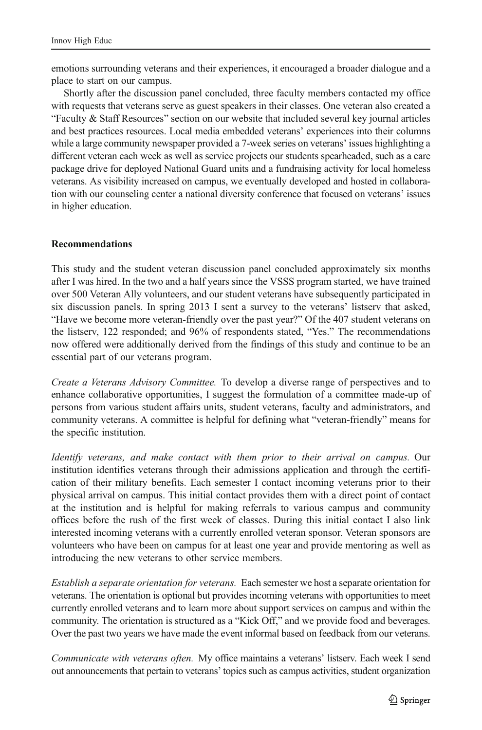emotions surrounding veterans and their experiences, it encouraged a broader dialogue and a place to start on our campus.

Shortly after the discussion panel concluded, three faculty members contacted my office with requests that veterans serve as guest speakers in their classes. One veteran also created a "Faculty & Staff Resources" section on our website that included several key journal articles and best practices resources. Local media embedded veterans' experiences into their columns while a large community newspaper provided a 7-week series on veterans' issues highlighting a different veteran each week as well as service projects our students spearheaded, such as a care package drive for deployed National Guard units and a fundraising activity for local homeless veterans. As visibility increased on campus, we eventually developed and hosted in collaboration with our counseling center a national diversity conference that focused on veterans' issues in higher education.

## Recommendations

This study and the student veteran discussion panel concluded approximately six months after I was hired. In the two and a half years since the VSSS program started, we have trained over 500 Veteran Ally volunteers, and our student veterans have subsequently participated in six discussion panels. In spring 2013 I sent a survey to the veterans' listserv that asked, "Have we become more veteran-friendly over the past year?" Of the 407 student veterans on the listserv, 122 responded; and 96% of respondents stated, "Yes." The recommendations now offered were additionally derived from the findings of this study and continue to be an essential part of our veterans program.

*Create a Veterans Advisory Committee.* To develop a diverse range of perspectives and to enhance collaborative opportunities, I suggest the formulation of a committee made-up of persons from various student affairs units, student veterans, faculty and administrators, and community veterans. A committee is helpful for defining what "veteran-friendly" means for the specific institution.

*Identify veterans, and make contact with them prior to their arrival on campus.* Our institution identifies veterans through their admissions application and through the certification of their military benefits. Each semester I contact incoming veterans prior to their physical arrival on campus. This initial contact provides them with a direct point of contact at the institution and is helpful for making referrals to various campus and community offices before the rush of the first week of classes. During this initial contact I also link interested incoming veterans with a currently enrolled veteran sponsor. Veteran sponsors are volunteers who have been on campus for at least one year and provide mentoring as well as introducing the new veterans to other service members.

*Establish a separate orientation for veterans.* Each semester we host a separate orientation for veterans. The orientation is optional but provides incoming veterans with opportunities to meet currently enrolled veterans and to learn more about support services on campus and within the community. The orientation is structured as a "Kick Off," and we provide food and beverages. Over the past two years we have made the event informal based on feedback from our veterans.

*Communicate with veterans often.* My office maintains a veterans' listserv. Each week I send out announcements that pertain to veterans' topics such as campus activities, student organization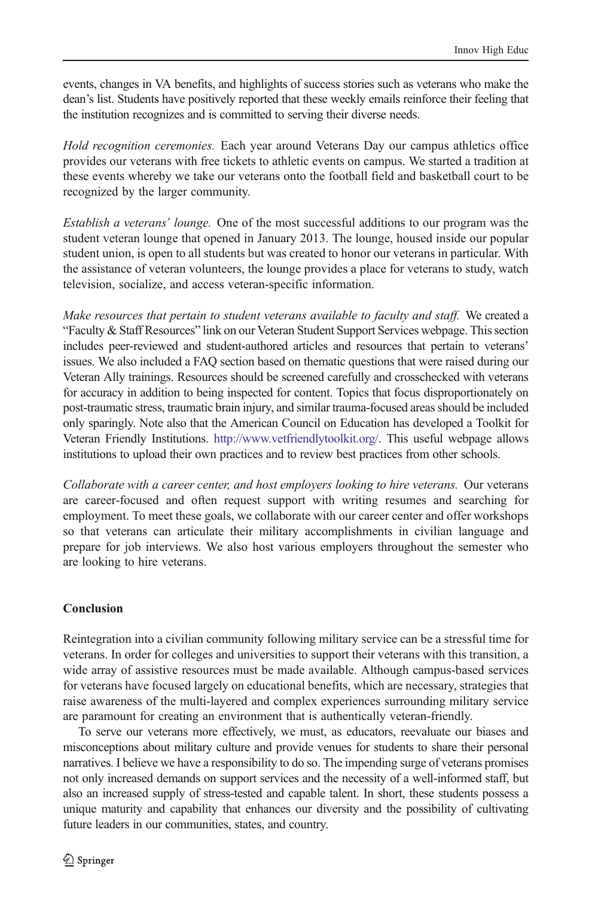events, changes in VA benefits, and highlights of success stories such as veterans who make the dean's list. Students have positively reported that these weekly emails reinforce their feeling that the institution recognizes and is committed to serving their diverse needs.

*Hold recognition ceremonies.* Each year around Veterans Day our campus athletics office provides our veterans with free tickets to athletic events on campus. We started a tradition at these events whereby we take our veterans onto the football field and basketball court to be recognized by the larger community.

*Establish a veterans' lounge.* One of the most successful additions to our program was the student veteran lounge that opened in January 2013. The lounge, housed inside our popular student union, is open to all students but was created to honor our veterans in particular. With the assistance of veteran volunteers, the lounge provides a place for veterans to study, watch television, socialize, and access veteran-specific information.

*Make resources that pertain to student veterans available to faculty and staff.* We created a "Faculty & Staff Resources" link on our Veteran Student Support Services webpage. This section includes peer-reviewed and student-authored articles and resources that pertain to veterans' issues. We also included a FAQ section based on thematic questions that were raised during our Veteran Ally trainings. Resources should be screened carefully and crosschecked with veterans for accuracy in addition to being inspected for content. Topics that focus disproportionately on post-traumatic stress, traumatic brain injury, and similar trauma-focused areas should be included only sparingly. Note also that the American Council on Education has developed a Toolkit for Veteran Friendly Institutions. http://www.vetfriendlytoolkit.org/. This useful webpage allows institutions to upload their own practices and to review best practices from other schools.

*Collaborate with a career center, and host employers looking to hire veterans.* Our veterans are career-focused and often request support with writing resumes and searching for employment. To meet these goals, we collaborate with our career center and offer workshops so that veterans can articulate their military accomplishments in civilian language and prepare for job interviews. We also host various employers throughout the semester who are looking to hire veterans.

## Conclusion

Reintegration into a civilian community following military service can be a stressful time for veterans. In order for colleges and universities to support their veterans with this transition, a wide array of assistive resources must be made available. Although campus-based services for veterans have focused largely on educational benefits, which are necessary, strategies that raise awareness of the multi-layered and complex experiences surrounding military service are paramount for creating an environment that is authentically veteran-friendly.

To serve our veterans more effectively, we must, as educators, reevaluate our biases and misconceptions about military culture and provide venues for students to share their personal narratives. I believe we have a responsibility to do so. The impending surge of veterans promises not only increased demands on support services and the necessity of a well-informed staff, but also an increased supply of stress-tested and capable talent. In short, these students possess a unique maturity and capability that enhances our diversity and the possibility of cultivating future leaders in our communities, states, and country.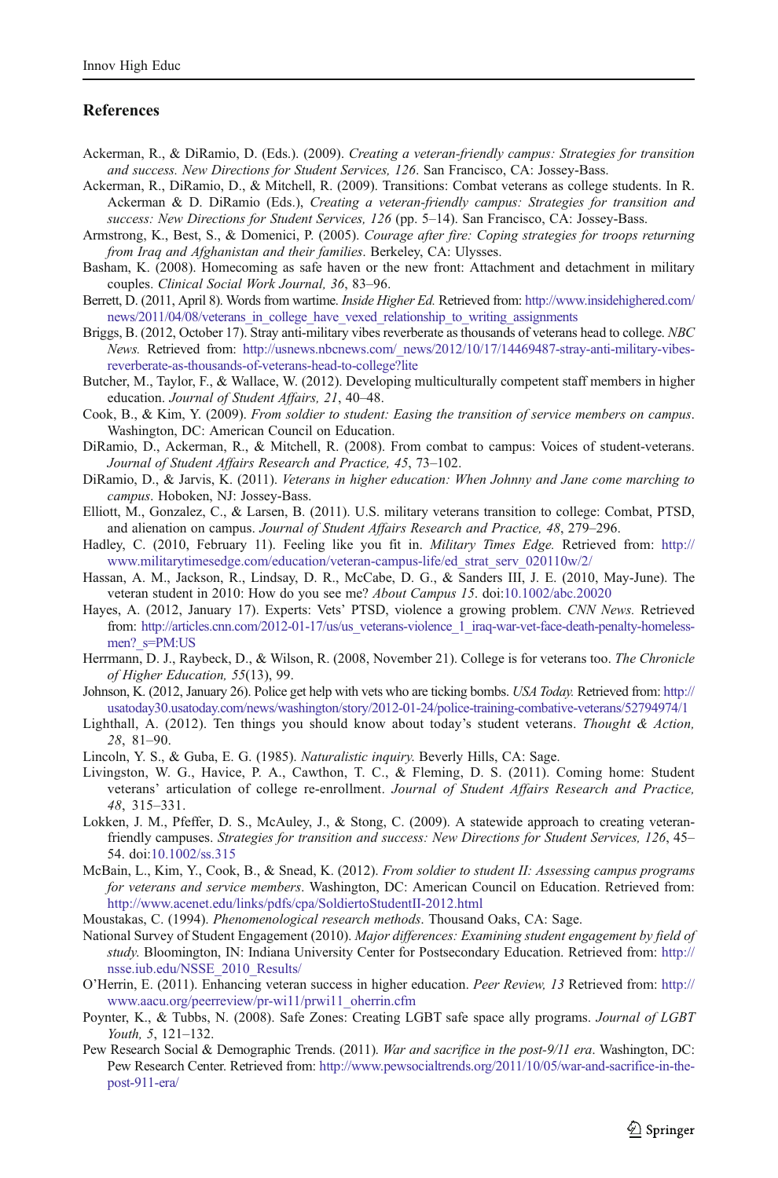## References

Ackerman, R., & DiRamio, D. (Eds.). (2009). *Creating a veteran-friendly campus: Strategies for transition and success. New Directions for Student Services, 126*. San Francisco, CA: Jossey-Bass.

Ackerman, R., DiRamio, D., & Mitchell, R. (2009). Transitions: Combat veterans as college students. In R. Ackerman & D. DiRamio (Eds.), *Creating a veteran-friendly campus: Strategies for transition and success: New Directions for Student Services, 126* (pp. 5–14). San Francisco, CA: Jossey-Bass.

Armstrong, K., Best, S., & Domenici, P. (2005). *Courage after fire: Coping strategies for troops returning from Iraq and Afghanistan and their families*. Berkeley, CA: Ulysses.

Basham, K. (2008). Homecoming as safe haven or the new front: Attachment and detachment in military couples. *Clinical Social Work Journal, 36*, 83–96.

Berrett, D. (2011, April 8). Words from wartime. *Inside Higher Ed.* Retrieved from: http://www.insidehighered.com/news/2011/04/08/veterans_in_college_have_vexed_relationship_to_writing_assignments

Briggs, B. (2012, October 17). Stray anti-military vibes reverberate as thousands of veterans head to college. *NBC News.* Retrieved from: http://usnews.nbcnews.com/_news/2012/10/17/14469487-stray-anti-military-vibes-reverberate-as-thousands-of-veterans-head-to-college?lite

Butcher, M., Taylor, F., & Wallace, W. (2012). Developing multiculturally competent staff members in higher education. *Journal of Student Affairs, 21*, 40–48.

Cook, B., & Kim, Y. (2009). *From soldier to student: Easing the transition of service members on campus*. Washington, DC: American Council on Education.

DiRamio, D., Ackerman, R., & Mitchell, R. (2008). From combat to campus: Voices of student-veterans. *Journal of Student Affairs Research and Practice, 45*, 73–102.

DiRamio, D., & Jarvis, K. (2011). *Veterans in higher education: When Johnny and Jane come marching to campus*. Hoboken, NJ: Jossey-Bass.

Elliott, M., Gonzalez, C., & Larsen, B. (2011). U.S. military veterans transition to college: Combat, PTSD, and alienation on campus. *Journal of Student Affairs Research and Practice, 48*, 279–296.

Hadley, C. (2010, February 11). Feeling like you fit in. *Military Times Edge.* Retrieved from: http://www.militarytimesedge.com/education/veteran-campus-life/ed_strat_serv_020110w/2/

Hassan, A. M., Jackson, R., Lindsay, D. R., McCabe, D. G., & Sanders III, J. E. (2010, May-June). The veteran student in 2010: How do you see me? *About Campus 15*. doi:10.1002/abc.20020

Hayes, A. (2012, January 17). Experts: Vets' PTSD, violence a growing problem. *CNN News.* Retrieved from: http://articles.cnn.com/2012-01-17/us/us_veterans-violence_1_iraq-war-vet-face-death-penalty-homeless-men?_s=PM:US

Herrmann, D. J., Raybeck, D., & Wilson, R. (2008, November 21). College is for veterans too. *The Chronicle of Higher Education, 55*(13), 99.

Johnson, K. (2012, January 26). Police get help with vets who are ticking bombs. *USA Today.* Retrieved from: http://usatoday30.usatoday.com/news/washington/story/2012-01-24/police-training-combative-veterans/52794974/1

Lighthall, A. (2012). Ten things you should know about today's student veterans. *Thought & Action, 28*, 81–90.

Lincoln, Y. S., & Guba, E. G. (1985). *Naturalistic inquiry.* Beverly Hills, CA: Sage.

Livingston, W. G., Havice, P. A., Cawthon, T. C., & Fleming, D. S. (2011). Coming home: Student veterans' articulation of college re-enrollment. *Journal of Student Affairs Research and Practice, 48*, 315–331.

Lokken, J. M., Pfeffer, D. S., McAuley, J., & Stong, C. (2009). A statewide approach to creating veteran-friendly campuses. *Strategies for transition and success: New Directions for Student Services, 126*, 45–54. doi:10.1002/ss.315

McBain, L., Kim, Y., Cook, B., & Snead, K. (2012). *From soldier to student II: Assessing campus programs for veterans and service members*. Washington, DC: American Council on Education. Retrieved from: http://www.acenet.edu/links/pdfs/cpa/SoldiertoStudentII-2012.html

Moustakas, C. (1994). *Phenomenological research methods.* Thousand Oaks, CA: Sage.

National Survey of Student Engagement (2010). *Major differences: Examining student engagement by field of study.* Bloomington, IN: Indiana University Center for Postsecondary Education. Retrieved from: http://nsse.iub.edu/NSSE_2010_Results/

O'Herrin, E. (2011). Enhancing veteran success in higher education. *Peer Review, 13* Retrieved from: http://www.aacu.org/peerreview/pr-wi11/prwi11_oherrin.cfm

Poynter, K., & Tubbs, N. (2008). Safe Zones: Creating LGBT safe space ally programs. *Journal of LGBT Youth, 5*, 121–132.

Pew Research Social & Demographic Trends. (2011). *War and sacrifice in the post-9/11 era*. Washington, DC: Pew Research Center. Retrieved from: http://www.pewsocialtrends.org/2011/10/05/war-and-sacrifice-in-the-post-911-era/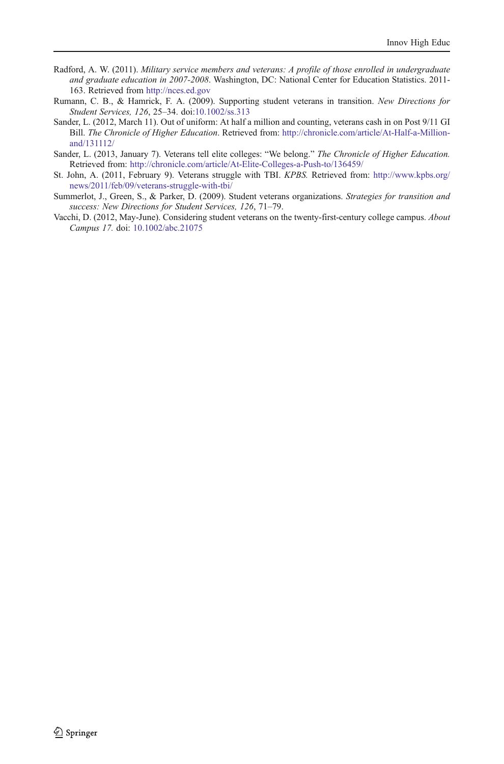Radford, A. W. (2011). *Military service members and veterans: A profile of those enrolled in undergraduate and graduate education in 2007-2008*. Washington, DC: National Center for Education Statistics. 2011-163. Retrieved from http://nces.ed.gov

Rumann, C. B., & Hamrick, F. A. (2009). Supporting student veterans in transition. *New Directions for Student Services, 126*, 25–34. doi:10.1002/ss.313

Sander, L. (2012, March 11). Out of uniform: At half a million and counting, veterans cash in on Post 9/11 GI Bill. *The Chronicle of Higher Education*. Retrieved from: http://chronicle.com/article/At-Half-a-Million-and/131112/

Sander, L. (2013, January 7). Veterans tell elite colleges: "We belong." *The Chronicle of Higher Education.* Retrieved from: http://chronicle.com/article/At-Elite-Colleges-a-Push-to/136459/

St. John, A. (2011, February 9). Veterans struggle with TBI. *KPBS.* Retrieved from: http://www.kpbs.org/news/2011/feb/09/veterans-struggle-with-tbi/

Summerlot, J., Green, S., & Parker, D. (2009). Student veterans organizations. *Strategies for transition and success: New Directions for Student Services, 126*, 71–79.

Vacchi, D. (2012, May-June). Considering student veterans on the twenty-first-century college campus. *About Campus 17.* doi: 10.1002/abc.21075